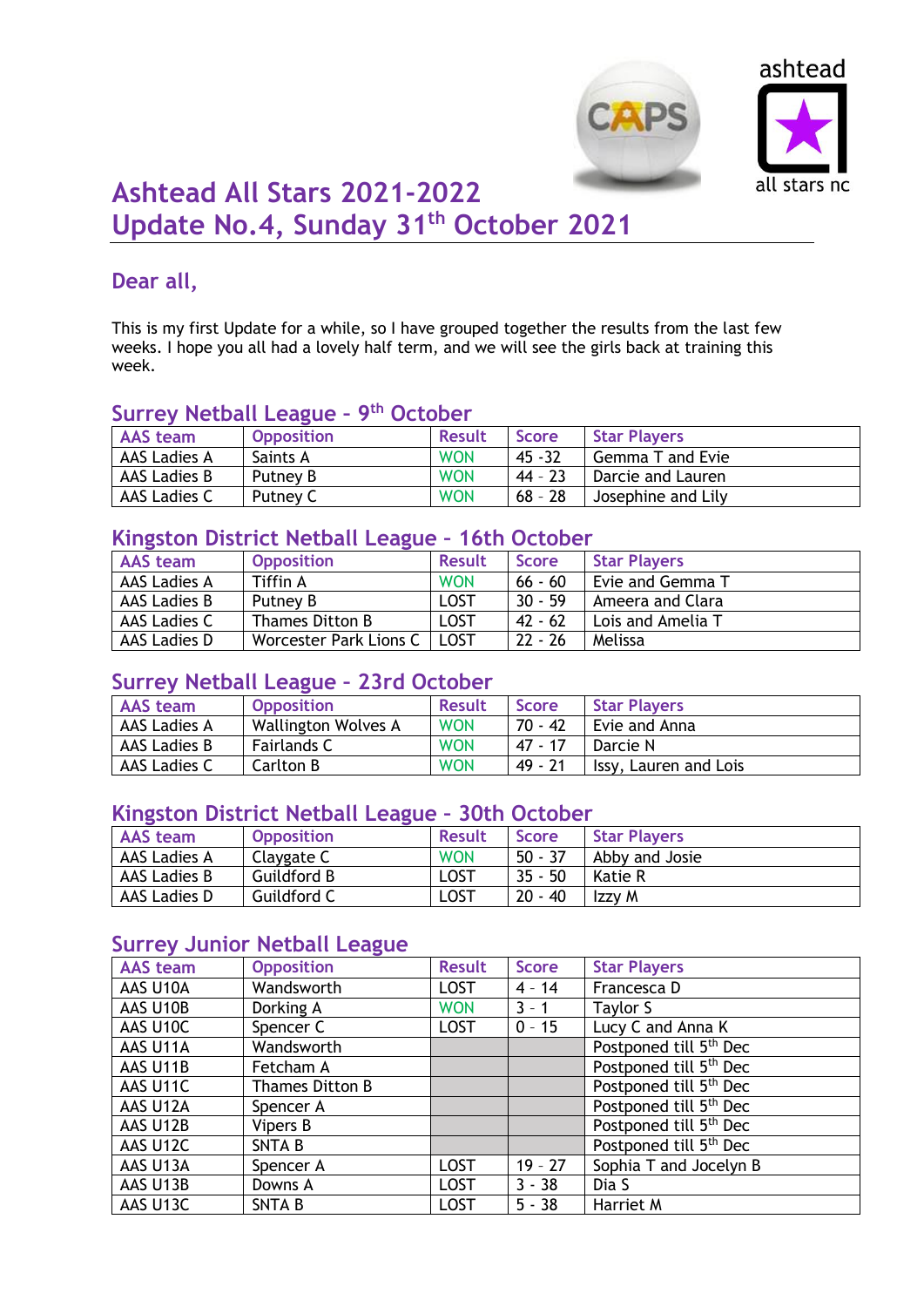# Ashtead All Stars 2021-2022
# Update No.4, Sunday 31st October 2021

## Dear all,

This is my first Update for a while, so I have grouped together the results from the last few weeks. I hope you all had a lovely half term, and we will see the girls back at training this week.

### Surrey Netball League - 9th October

| AAS team | Opposition | Result | Score | Star Players |
|---|---|---|---|---|
| AAS Ladies A | Saints A | WON | 45 -32 | Gemma T and Evie |
| AAS Ladies B | Putney B | WON | 44 - 23 | Darcie and Lauren |
| AAS Ladies C | Putney C | WON | 68 - 28 | Josephine and Lily |

### Kingston District Netball League - 16th October

| AAS team | Opposition | Result | Score | Star Players |
|---|---|---|---|---|
| AAS Ladies A | Tiffin A | WON | 66 - 60 | Evie and Gemma T |
| AAS Ladies B | Putney B | LOST | 30 - 59 | Ameera and Clara |
| AAS Ladies C | Thames Ditton B | LOST | 42 - 62 | Lois and Amelia T |
| AAS Ladies D | Worcester Park Lions C | LOST | 22 - 26 | Melissa |

### Surrey Netball League - 23rd October

| AAS team | Opposition | Result | Score | Star Players |
|---|---|---|---|---|
| AAS Ladies A | Wallington Wolves A | WON | 70 - 42 | Evie and Anna |
| AAS Ladies B | Fairlands C | WON | 47 - 17 | Darcie N |
| AAS Ladies C | Carlton B | WON | 49 - 21 | Issy, Lauren and Lois |

### Kingston District Netball League - 30th October

| AAS team | Opposition | Result | Score | Star Players |
|---|---|---|---|---|
| AAS Ladies A | Claygate C | WON | 50 - 37 | Abby and Josie |
| AAS Ladies B | Guildford B | LOST | 35 - 50 | Katie R |
| AAS Ladies D | Guildford C | LOST | 20 - 40 | Izzy M |

### Surrey Junior Netball League

| AAS team | Opposition | Result | Score | Star Players |
|---|---|---|---|---|
| AAS U10A | Wandsworth | LOST | 4 - 14 | Francesca D |
| AAS U10B | Dorking A | WON | 3 - 1 | Taylor S |
| AAS U10C | Spencer C | LOST | 0 - 15 | Lucy C and Anna K |
| AAS U11A | Wandsworth | | | Postponed till 5th Dec |
| AAS U11B | Fetcham A | | | Postponed till 5th Dec |
| AAS U11C | Thames Ditton B | | | Postponed till 5th Dec |
| AAS U12A | Spencer A | | | Postponed till 5th Dec |
| AAS U12B | Vipers B | | | Postponed till 5th Dec |
| AAS U12C | SNTA B | | | Postponed till 5th Dec |
| AAS U13A | Spencer A | LOST | 19 - 27 | Sophia T and Jocelyn B |
| AAS U13B | Downs A | LOST | 3 - 38 | Dia S |
| AAS U13C | SNTA B | LOST | 5 - 38 | Harriet M |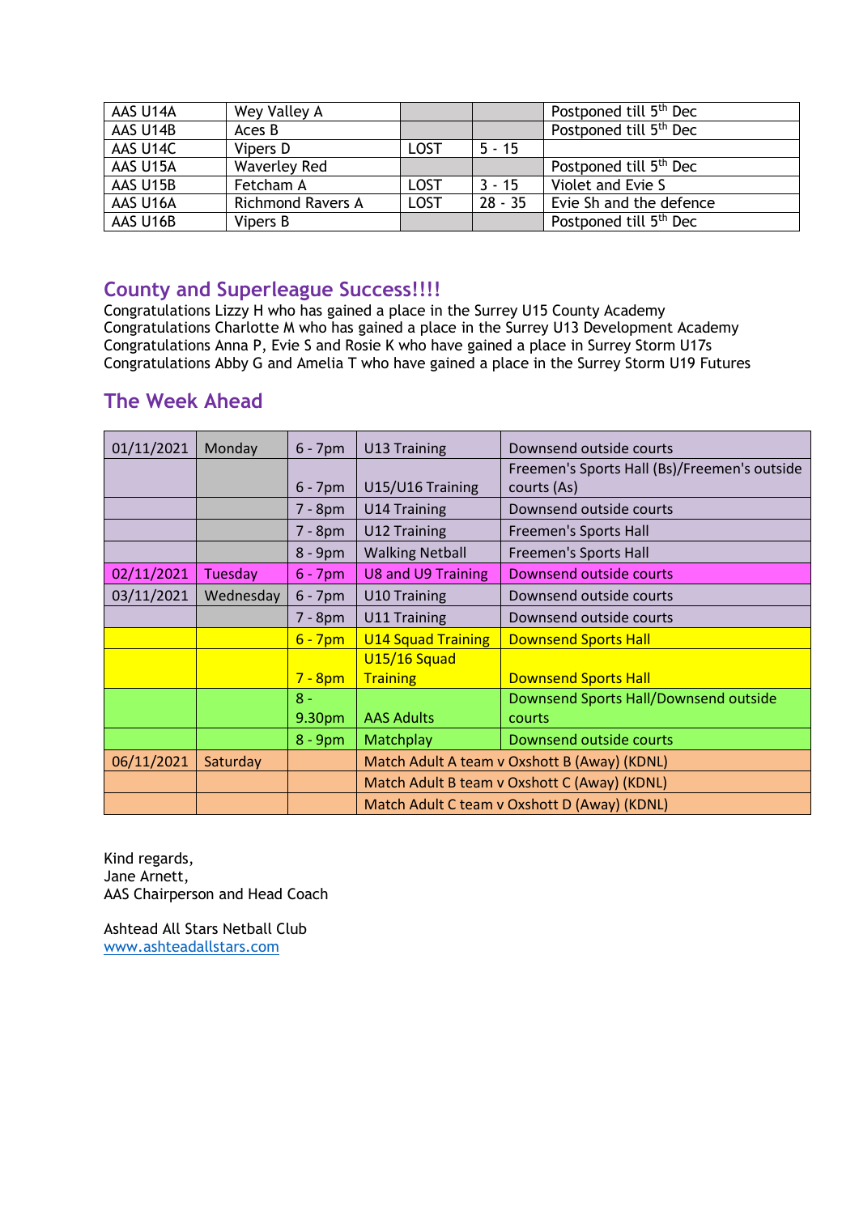| | | | | |
|---|---|---|---|---|
| AAS U14A | Wey Valley A | | | Postponed till 5th Dec |
| AAS U14B | Aces B | | | Postponed till 5th Dec |
| AAS U14C | Vipers D | LOST | 5 - 15 | |
| AAS U15A | Waverley Red | | | Postponed till 5th Dec |
| AAS U15B | Fetcham A | LOST | 3 - 15 | Violet and Evie S |
| AAS U16A | Richmond Ravers A | LOST | 28 - 35 | Evie Sh and the defence |
| AAS U16B | Vipers B | | | Postponed till 5th Dec |

## County and Superleague Success!!!!

Congratulations Lizzy H who has gained a place in the Surrey U15 County Academy
Congratulations Charlotte M who has gained a place in the Surrey U13 Development Academy
Congratulations Anna P, Evie S and Rosie K who have gained a place in Surrey Storm U17s
Congratulations Abby G and Amelia T who have gained a place in the Surrey Storm U19 Futures

## The Week Ahead

| | | | | |
|---|---|---|---|---|
| 01/11/2021 | Monday | 6 - 7pm | U13 Training | Downsend outside courts |
| | | 6 - 7pm | U15/U16 Training | Freemen's Sports Hall (Bs)/Freemen's outside courts (As) |
| | | 7 - 8pm | U14 Training | Downsend outside courts |
| | | 7 - 8pm | U12 Training | Freemen's Sports Hall |
| | | 8 - 9pm | Walking Netball | Freemen's Sports Hall |
| 02/11/2021 | Tuesday | 6 - 7pm | U8 and U9 Training | Downsend outside courts |
| 03/11/2021 | Wednesday | 6 - 7pm | U10 Training | Downsend outside courts |
| | | 7 - 8pm | U11 Training | Downsend outside courts |
| | | 6 - 7pm | U14 Squad Training | Downsend Sports Hall |
| | | 7 - 8pm | U15/16 Squad Training | Downsend Sports Hall |
| | | 8 - 9.30pm | AAS Adults | Downsend Sports Hall/Downsend outside courts |
| | | 8 - 9pm | Matchplay | Downsend outside courts |
| 06/11/2021 | Saturday | | Match Adult A team v Oxshott B (Away) (KDNL) | |
| | | | Match Adult B team v Oxshott C (Away) (KDNL) | |
| | | | Match Adult C team v Oxshott D (Away) (KDNL) | |

Kind regards,
Jane Arnett,
AAS Chairperson and Head Coach

Ashtead All Stars Netball Club
www.ashteadallstars.com